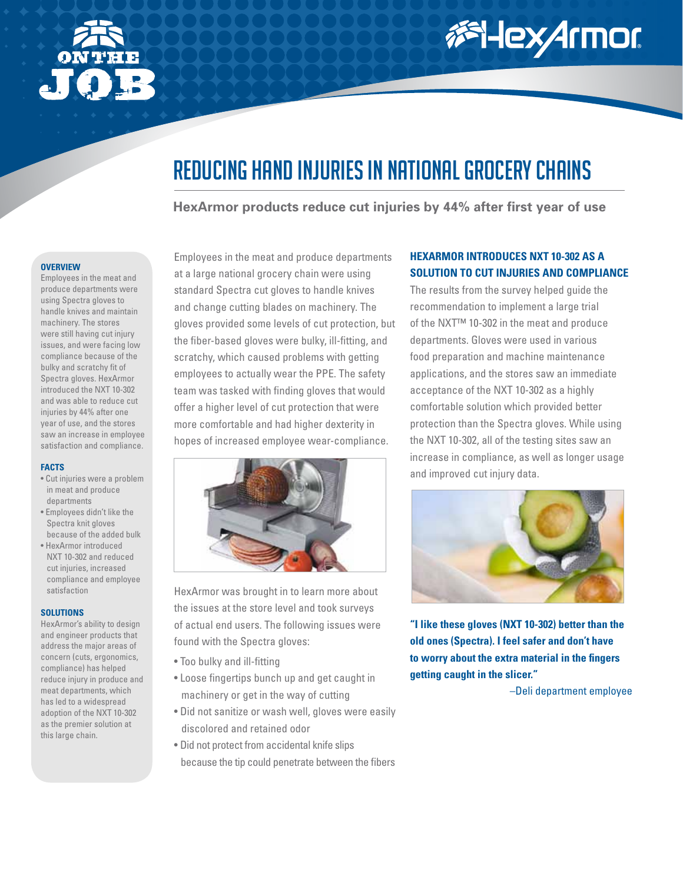# REDUCING HAND INJURIES IN NATIONAL GROCERY CHAINS

**HexArmor products reduce cut injuries by 44% after first year of use**

### OVERVIEW

Employees in the meat and produce departments were using Spectra gloves to handle knives and maintain machinery. The stores were still having cut injury issues, and were facing low compliance because of the bulky and scratchy fit of Spectra gloves. HexArmor introduced the NXT 10-302 and was able to reduce cut injuries by 44% after one year of use, and the stores saw an increase in employee satisfaction and compliance.

### FACTS

- Cut injuries were a problem in meat and produce departments
- Employees didn't like the Spectra knit gloves because of the added bulk
- HexArmor introduced NXT 10-302 and reduced cut injuries, increased compliance and employee satisfaction

### SOLUTIONS

HexArmor's ability to design and engineer products that address the major areas of concern (cuts, ergonomics, compliance) has helped reduce injury in produce and meat departments, which has led to a widespread adoption of the NXT 10-302 as the premier solution at this large chain.

Employees in the meat and produce departments at a large national grocery chain were using standard Spectra cut gloves to handle knives and change cutting blades on machinery. The gloves provided some levels of cut protection, but the fiber-based gloves were bulky, ill-fitting, and scratchy, which caused problems with getting employees to actually wear the PPE. The safety team was tasked with finding gloves that would offer a higher level of cut protection that were more comfortable and had higher dexterity in hopes of increased employee wear-compliance.

HexArmor was brought in to learn more about the issues at the store level and took surveys of actual end users. The following issues were found with the Spectra gloves:

- Too bulky and ill-fitting
- Loose fingertips bunch up and get caught in machinery or get in the way of cutting
- Did not sanitize or wash well, gloves were easily discolored and retained odor
- Did not protect from accidental knife slips because the tip could penetrate between the fibers

### HEXARMOR INTRODUCES NXT 10-302 AS A SOLUTION TO CUT INJURIES AND COMPLIANCE

The results from the survey helped guide the recommendation to implement a large trial of the NXT™ 10-302 in the meat and produce departments. Gloves were used in various food preparation and machine maintenance applications, and the stores saw an immediate acceptance of the NXT 10-302 as a highly comfortable solution which provided better protection than the Spectra gloves. While using the NXT 10-302, all of the testing sites saw an increase in compliance, as well as longer usage and improved cut injury data.

**"I like these gloves (NXT 10-302) better than the old ones (Spectra). I feel safer and don't have to worry about the extra material in the fingers getting caught in the slicer."**

–Deli department employee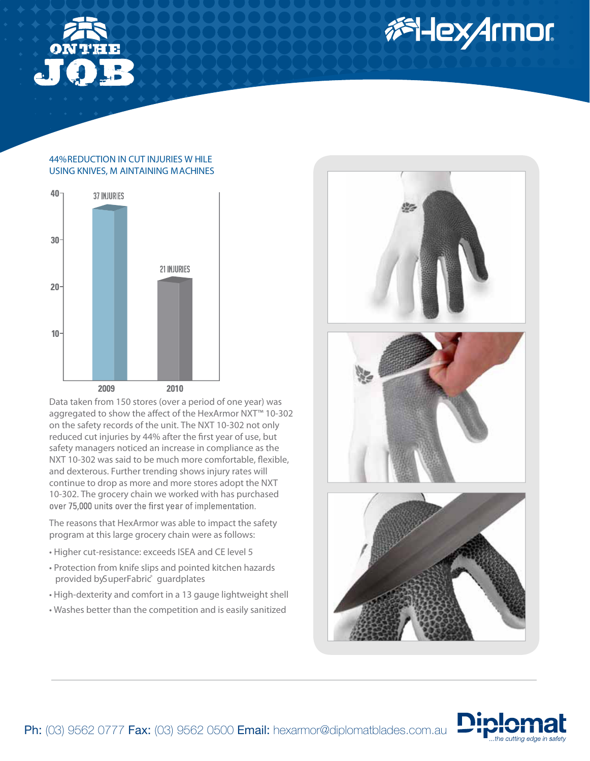ON THE JOB

HexArmor

44% REDUCTION IN CUT INJURIES WHILE USING KNIVES, MAINTAINING MACHINES

40
30
20
10
37 INJURIES
21 INJURIES
2009
2010

Data taken from 150 stores (over a period of one year) was aggregated to show the affect of the HexArmor NXT™ 10-302 on the safety records of the unit. The NXT 10-302 not only reduced cut injuries by 44% after the first year of use, but safety managers noticed an increase in compliance as the NXT 10-302 was said to be much more comfortable, flexible, and dexterous. Further trending shows injury rates will continue to drop as more and more stores adopt the NXT 10-302. The grocery chain we worked with has purchased over 75,000 units over the first year of implementation.

The reasons that HexArmor was able to impact the safety program at this large grocery chain were as follows:

- Higher cut-resistance: exceeds ISEA and CE level 5
- Protection from knife slips and pointed kitchen hazards provided by SuperFabric® guardplates
- High-dexterity and comfort in a 13 gauge lightweight shell
- Washes better than the competition and is easily sanitized

Ph: (03) 9562 0777 Fax: (03) 9562 0500 Email: hexarmor@diplomatblades.com.au

Diplomat ...the cutting edge in safety